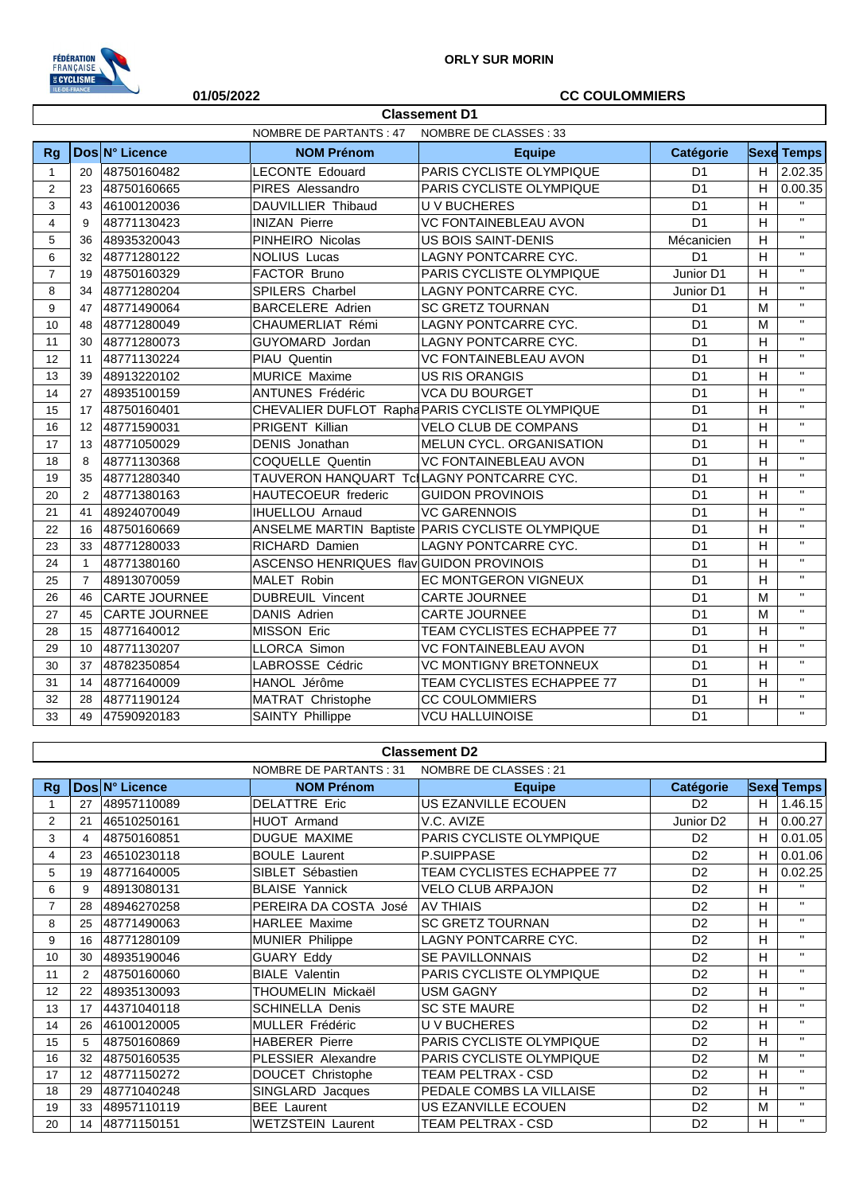ORLY SUR MORIN

01/05/2022

CC COULOMMIERS

## Classement D1

NOMBRE DE PARTANTS : 47 NOMBRE DE CLASSES : 33

| Rg | Dos | N° Licence | NOM Prénom | Equipe | Catégorie | Sexe | Temps |
|---|---|---|---|---|---|---|---|
| 1 | 20 | 48750160482 | LECONTE Edouard | PARIS CYCLISTE OLYMPIQUE | D1 | H | 2.02.35 |
| 2 | 23 | 48750160665 | PIRES Alessandro | PARIS CYCLISTE OLYMPIQUE | D1 | H | 0.00.35 |
| 3 | 43 | 46100120036 | DAUVILLIER Thibaud | U V BUCHERES | D1 | H | " |
| 4 | 9 | 48771130423 | INIZAN Pierre | VC FONTAINEBLEAU AVON | D1 | H | " |
| 5 | 36 | 48935320043 | PINHEIRO Nicolas | US BOIS SAINT-DENIS | Mécanicien | H | " |
| 6 | 32 | 48771280122 | NOLIUS Lucas | LAGNY PONTCARRE CYC. | D1 | H | " |
| 7 | 19 | 48750160329 | FACTOR Bruno | PARIS CYCLISTE OLYMPIQUE | Junior D1 | H | " |
| 8 | 34 | 48771280204 | SPILERS Charbel | LAGNY PONTCARRE CYC. | Junior D1 | H | " |
| 9 | 47 | 48771490064 | BARCELERE Adrien | SC GRETZ TOURNAN | D1 | M | " |
| 10 | 48 | 48771280049 | CHAUMERLIAT Rémi | LAGNY PONTCARRE CYC. | D1 | M | " |
| 11 | 30 | 48771280073 | GUYOMARD Jordan | LAGNY PONTCARRE CYC. | D1 | H | " |
| 12 | 11 | 48771130224 | PIAU Quentin | VC FONTAINEBLEAU AVON | D1 | H | " |
| 13 | 39 | 48913220102 | MURICE Maxime | US RIS ORANGIS | D1 | H | " |
| 14 | 27 | 48935100159 | ANTUNES Frédéric | VCA DU BOURGET | D1 | H | " |
| 15 | 17 | 48750160401 | CHEVALIER DUFLOT Rapha | PARIS CYCLISTE OLYMPIQUE | D1 | H | " |
| 16 | 12 | 48771590031 | PRIGENT Killian | VELO CLUB DE COMPANS | D1 | H | " |
| 17 | 13 | 48771050029 | DENIS Jonathan | MELUN CYCL. ORGANISATION | D1 | H | " |
| 18 | 8 | 48771130368 | COQUELLE Quentin | VC FONTAINEBLEAU AVON | D1 | H | " |
| 19 | 35 | 48771280340 | TAUVERON HANQUART Tc | LAGNY PONTCARRE CYC. | D1 | H | " |
| 20 | 2 | 48771380163 | HAUTECOEUR frederic | GUIDON PROVINOIS | D1 | H | " |
| 21 | 41 | 48924070049 | IHUELLOU Arnaud | VC GARENNOIS | D1 | H | " |
| 22 | 16 | 48750160669 | ANSELME MARTIN Baptiste | PARIS CYCLISTE OLYMPIQUE | D1 | H | " |
| 23 | 33 | 48771280033 | RICHARD Damien | LAGNY PONTCARRE CYC. | D1 | H | " |
| 24 | 1 | 48771380160 | ASCENSO HENRIQUES flav | GUIDON PROVINOIS | D1 | H | " |
| 25 | 7 | 48913070059 | MALET Robin | EC MONTGERON VIGNEUX | D1 | H | " |
| 26 | 46 | CARTE JOURNEE | DUBREUIL Vincent | CARTE JOURNEE | D1 | M | " |
| 27 | 45 | CARTE JOURNEE | DANIS Adrien | CARTE JOURNEE | D1 | M | " |
| 28 | 15 | 48771640012 | MISSON Eric | TEAM CYCLISTES ECHAPPEE 77 | D1 | H | " |
| 29 | 10 | 48771130207 | LLORCA Simon | VC FONTAINEBLEAU AVON | D1 | H | " |
| 30 | 37 | 48782350854 | LABROSSE Cédric | VC MONTIGNY BRETONNEUX | D1 | H | " |
| 31 | 14 | 48771640009 | HANOL Jérôme | TEAM CYCLISTES ECHAPPEE 77 | D1 | H | " |
| 32 | 28 | 48771190124 | MATRAT Christophe | CC COULOMMIERS | D1 | H | " |
| 33 | 49 | 47590920183 | SAINTY Phillippe | VCU HALLUINOISE | D1 | | " |

## Classement D2

NOMBRE DE PARTANTS : 31 NOMBRE DE CLASSES : 21

| Rg | Dos | N° Licence | NOM Prénom | Equipe | Catégorie | Sexe | Temps |
|---|---|---|---|---|---|---|---|
| 1 | 27 | 48957110089 | DELATTRE Eric | US EZANVILLE ECOUEN | D2 | H | 1.46.15 |
| 2 | 21 | 46510250161 | HUOT Armand | V.C. AVIZE | Junior D2 | H | 0.00.27 |
| 3 | 4 | 48750160851 | DUGUE MAXIME | PARIS CYCLISTE OLYMPIQUE | D2 | H | 0.01.05 |
| 4 | 23 | 46510230118 | BOULE Laurent | P.SUIPPASE | D2 | H | 0.01.06 |
| 5 | 19 | 48771640005 | SIBLET Sébastien | TEAM CYCLISTES ECHAPPEE 77 | D2 | H | 0.02.25 |
| 6 | 9 | 48913080131 | BLAISE Yannick | VELO CLUB ARPAJON | D2 | H | " |
| 7 | 28 | 48946270258 | PEREIRA DA COSTA José | AV THIAIS | D2 | H | " |
| 8 | 25 | 48771490063 | HARLEE Maxime | SC GRETZ TOURNAN | D2 | H | " |
| 9 | 16 | 48771280109 | MUNIER Philippe | LAGNY PONTCARRE CYC. | D2 | H | " |
| 10 | 30 | 48935190046 | GUARY Eddy | SE PAVILLONNAIS | D2 | H | " |
| 11 | 2 | 48750160060 | BIALE Valentin | PARIS CYCLISTE OLYMPIQUE | D2 | H | " |
| 12 | 22 | 48935130093 | THOUMELIN Mickaël | USM GAGNY | D2 | H | " |
| 13 | 17 | 44371040118 | SCHINELLA Denis | SC STE MAURE | D2 | H | " |
| 14 | 26 | 46100120005 | MULLER Frédéric | U V BUCHERES | D2 | H | " |
| 15 | 5 | 48750160869 | HABERER Pierre | PARIS CYCLISTE OLYMPIQUE | D2 | H | " |
| 16 | 32 | 48750160535 | PLESSIER Alexandre | PARIS CYCLISTE OLYMPIQUE | D2 | M | " |
| 17 | 12 | 48771150272 | DOUCET Christophe | TEAM PELTRAX - CSD | D2 | H | " |
| 18 | 29 | 48771040248 | SINGLARD Jacques | PEDALE COMBS LA VILLAISE | D2 | H | " |
| 19 | 33 | 48957110119 | BEE Laurent | US EZANVILLE ECOUEN | D2 | M | " |
| 20 | 14 | 48771150151 | WETZSTEIN Laurent | TEAM PELTRAX - CSD | D2 | H | " |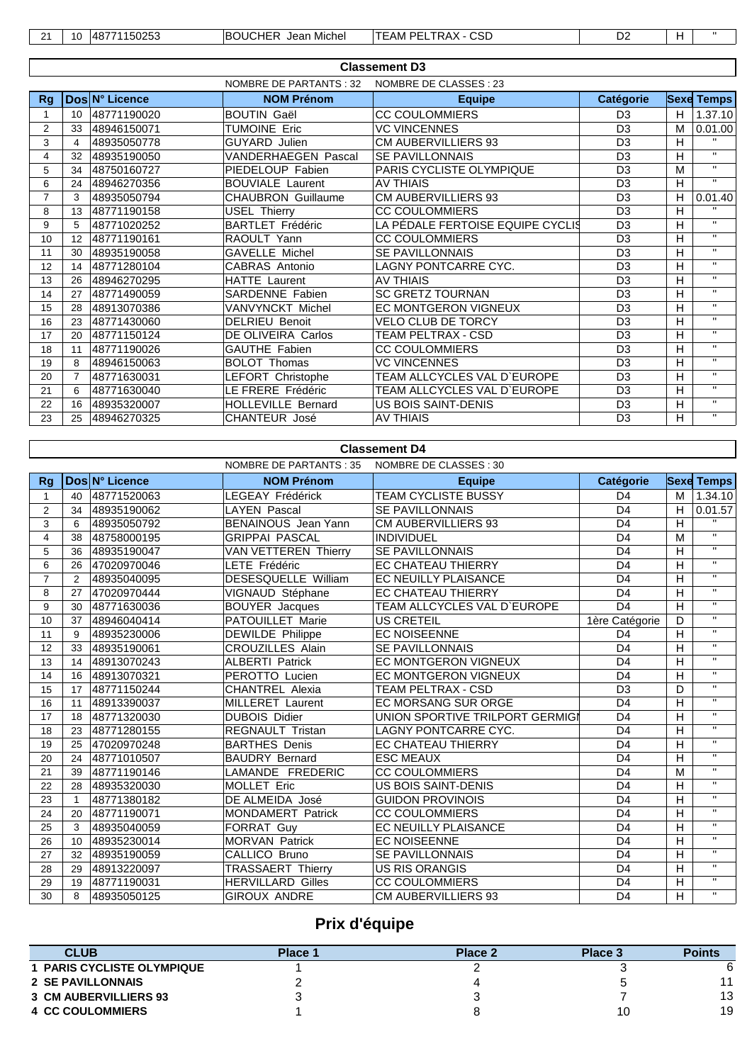| 21 | 10 | 48771150253 | BOUCHER Jean Michel | TEAM PELTRAX - CSD | D2 | H | " |
|---|---|---|---|---|---|---|---|

## Classement D3

NOMBRE DE PARTANTS : 32 NOMBRE DE CLASSES : 23

| Rg | Dos | N° Licence | NOM Prénom | Equipe | Catégorie | Sexe | Temps |
|---|---|---|---|---|---|---|---|
| 1 | 10 | 48771190020 | BOUTIN Gaël | CC COULOMMIERS | D3 | H | 1.37.10 |
| 2 | 33 | 48946150071 | TUMOINE Eric | VC VINCENNES | D3 | M | 0.01.00 |
| 3 | 4 | 48935050778 | GUYARD Julien | CM AUBERVILLIERS 93 | D3 | H | " |
| 4 | 32 | 48935190050 | VANDERHAEGEN Pascal | SE PAVILLONNAIS | D3 | H | " |
| 5 | 34 | 48750160727 | PIEDELOUP Fabien | PARIS CYCLISTE OLYMPIQUE | D3 | M | " |
| 6 | 24 | 48946270356 | BOUVIALE Laurent | AV THIAIS | D3 | H | " |
| 7 | 3 | 48935050794 | CHAUBRON Guillaume | CM AUBERVILLIERS 93 | D3 | H | 0.01.40 |
| 8 | 13 | 48771190158 | USEL Thierry | CC COULOMMIERS | D3 | H | " |
| 9 | 5 | 48771020252 | BARTLET Frédéric | LA PÉDALE FERTOISE EQUIPE CYCLIS | D3 | H | " |
| 10 | 12 | 48771190161 | RAOULT Yann | CC COULOMMIERS | D3 | H | " |
| 11 | 30 | 48935190058 | GAVELLE Michel | SE PAVILLONNAIS | D3 | H | " |
| 12 | 14 | 48771280104 | CABRAS Antonio | LAGNY PONTCARRE CYC. | D3 | H | " |
| 13 | 26 | 48946270295 | HATTE Laurent | AV THIAIS | D3 | H | " |
| 14 | 27 | 48771490059 | SARDENNE Fabien | SC GRETZ TOURNAN | D3 | H | " |
| 15 | 28 | 48913070386 | VANVYNCKT Michel | EC MONTGERON VIGNEUX | D3 | H | " |
| 16 | 23 | 48771430060 | DELRIEU Benoit | VELO CLUB DE TORCY | D3 | H | " |
| 17 | 20 | 48771150124 | DE OLIVEIRA Carlos | TEAM PELTRAX - CSD | D3 | H | " |
| 18 | 11 | 48771190026 | GAUTHE Fabien | CC COULOMMIERS | D3 | H | " |
| 19 | 8 | 48946150063 | BOLOT Thomas | VC VINCENNES | D3 | H | " |
| 20 | 7 | 48771630031 | LEFORT Christophe | TEAM ALLCYCLES VAL D`EUROPE | D3 | H | " |
| 21 | 6 | 48771630040 | LE FRERE Frédéric | TEAM ALLCYCLES VAL D`EUROPE | D3 | H | " |
| 22 | 16 | 48935320007 | HOLLEVILLE Bernard | US BOIS SAINT-DENIS | D3 | H | " |
| 23 | 25 | 48946270325 | CHANTEUR José | AV THIAIS | D3 | H | " |

## Classement D4

NOMBRE DE PARTANTS : 35 NOMBRE DE CLASSES : 30

| Rg | Dos | N° Licence | NOM Prénom | Equipe | Catégorie | Sexe | Temps |
|---|---|---|---|---|---|---|---|
| 1 | 40 | 48771520063 | LEGEAY Frédérick | TEAM CYCLISTE BUSSY | D4 | M | 1.34.10 |
| 2 | 34 | 48935190062 | LAYEN Pascal | SE PAVILLONNAIS | D4 | H | 0.01.57 |
| 3 | 6 | 48935050792 | BENAINOUS Jean Yann | CM AUBERVILLIERS 93 | D4 | H | " |
| 4 | 38 | 48758000195 | GRIPPAI PASCAL | INDIVIDUEL | D4 | M | " |
| 5 | 36 | 48935190047 | VAN VETTEREN Thierry | SE PAVILLONNAIS | D4 | H | " |
| 6 | 26 | 47020970046 | LETE Frédéric | EC CHATEAU THIERRY | D4 | H | " |
| 7 | 2 | 48935040095 | DESESQUELLE William | EC NEUILLY PLAISANCE | D4 | H | " |
| 8 | 27 | 47020970444 | VIGNAUD Stéphane | EC CHATEAU THIERRY | D4 | H | " |
| 9 | 30 | 48771630036 | BOUYER Jacques | TEAM ALLCYCLES VAL D`EUROPE | D4 | H | " |
| 10 | 37 | 48946040414 | PATOUILLET Marie | US CRETEIL | 1ère Catégorie | D | " |
| 11 | 9 | 48935230006 | DEWILDE Philippe | EC NOISEENNE | D4 | H | " |
| 12 | 33 | 48935190061 | CROUZILLES Alain | SE PAVILLONNAIS | D4 | H | " |
| 13 | 14 | 48913070243 | ALBERTI Patrick | EC MONTGERON VIGNEUX | D4 | H | " |
| 14 | 16 | 48913070321 | PEROTTO Lucien | EC MONTGERON VIGNEUX | D4 | H | " |
| 15 | 17 | 48771150244 | CHANTREL Alexia | TEAM PELTRAX - CSD | D3 | D | " |
| 16 | 11 | 48913390037 | MILLERET Laurent | EC MORSANG SUR ORGE | D4 | H | " |
| 17 | 18 | 48771320030 | DUBOIS Didier | UNION SPORTIVE TRILPORT GERMIGI | D4 | H | " |
| 18 | 23 | 48771280155 | REGNAULT Tristan | LAGNY PONTCARRE CYC. | D4 | H | " |
| 19 | 25 | 47020970248 | BARTHES Denis | EC CHATEAU THIERRY | D4 | H | " |
| 20 | 24 | 48771010507 | BAUDRY Bernard | ESC MEAUX | D4 | H | " |
| 21 | 39 | 48771190146 | LAMANDE FREDERIC | CC COULOMMIERS | D4 | M | " |
| 22 | 28 | 48935320030 | MOLLET Eric | US BOIS SAINT-DENIS | D4 | H | " |
| 23 | 1 | 48771380182 | DE ALMEIDA José | GUIDON PROVINOIS | D4 | H | " |
| 24 | 20 | 48771190071 | MONDAMERT Patrick | CC COULOMMIERS | D4 | H | " |
| 25 | 3 | 48935040059 | FORRAT Guy | EC NEUILLY PLAISANCE | D4 | H | " |
| 26 | 10 | 48935230014 | MORVAN Patrick | EC NOISEENNE | D4 | H | " |
| 27 | 32 | 48935190059 | CALLICO Bruno | SE PAVILLONNAIS | D4 | H | " |
| 28 | 29 | 48913220097 | TRASSAERT Thierry | US RIS ORANGIS | D4 | H | " |
| 29 | 19 | 48771190031 | HERVILLARD Gilles | CC COULOMMIERS | D4 | H | " |
| 30 | 8 | 48935050125 | GIROUX ANDRE | CM AUBERVILLIERS 93 | D4 | H | " |

## Prix d'équipe

| CLUB | Place 1 | Place 2 | Place 3 | Points |
|---|---|---|---|---|
| 1 PARIS CYCLISTE OLYMPIQUE | 1 | 2 | 3 | 6 |
| 2 SE PAVILLONNAIS | 2 | 4 | 5 | 11 |
| 3 CM AUBERVILLIERS 93 | 3 | 3 | 7 | 13 |
| 4 CC COULOMMIERS | 1 | 8 | 10 | 19 |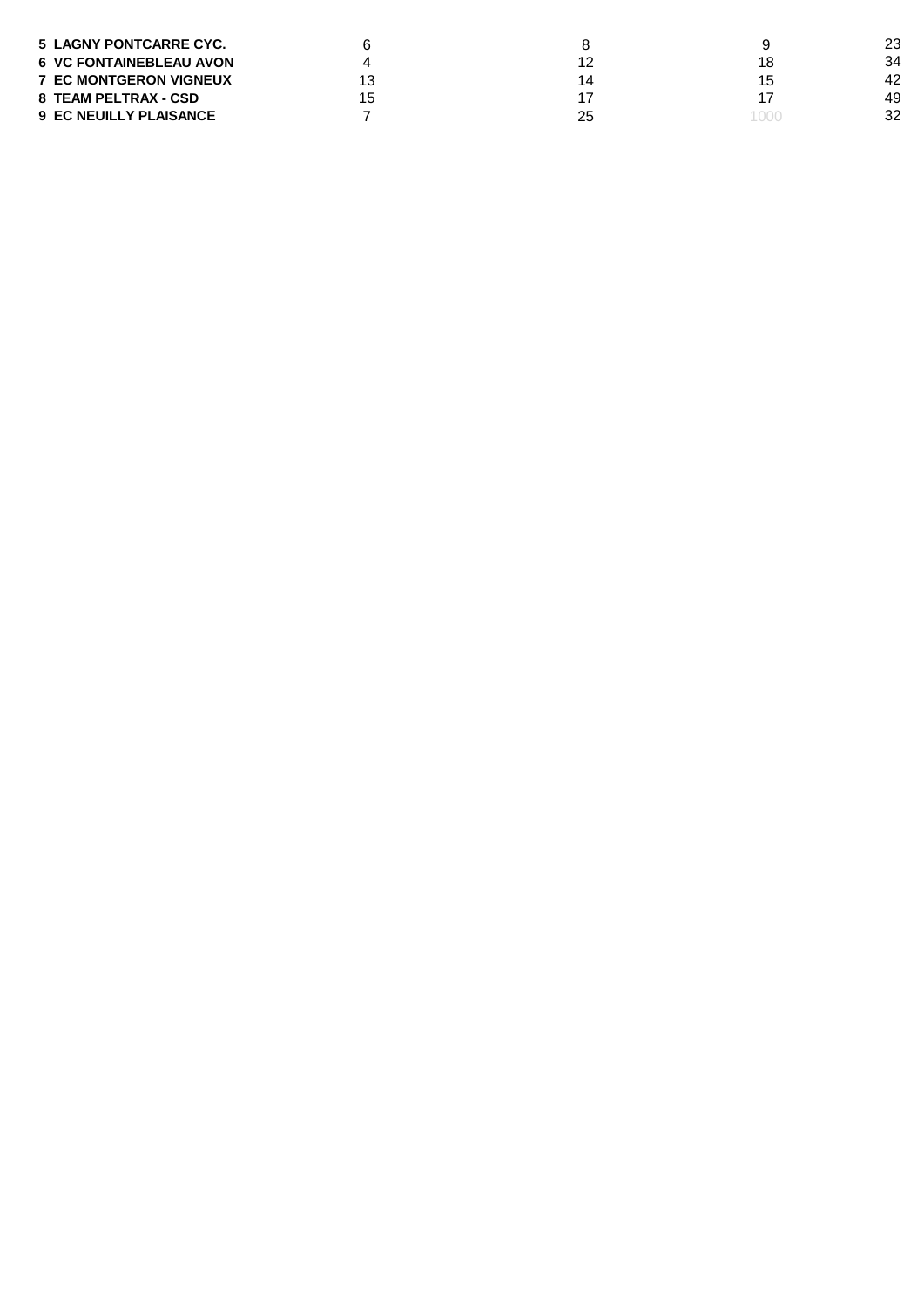| | | | | |
|---|---|---|---|---|
| **5 LAGNY PONTCARRE CYC.** | 6 | 8 | 9 | 23 |
| **6 VC FONTAINEBLEAU AVON** | 4 | 12 | 18 | 34 |
| **7 EC MONTGERON VIGNEUX** | 13 | 14 | 15 | 42 |
| **8 TEAM PELTRAX - CSD** | 15 | 17 | 17 | 49 |
| **9 EC NEUILLY PLAISANCE** | 7 | 25 | 1000 | 32 |